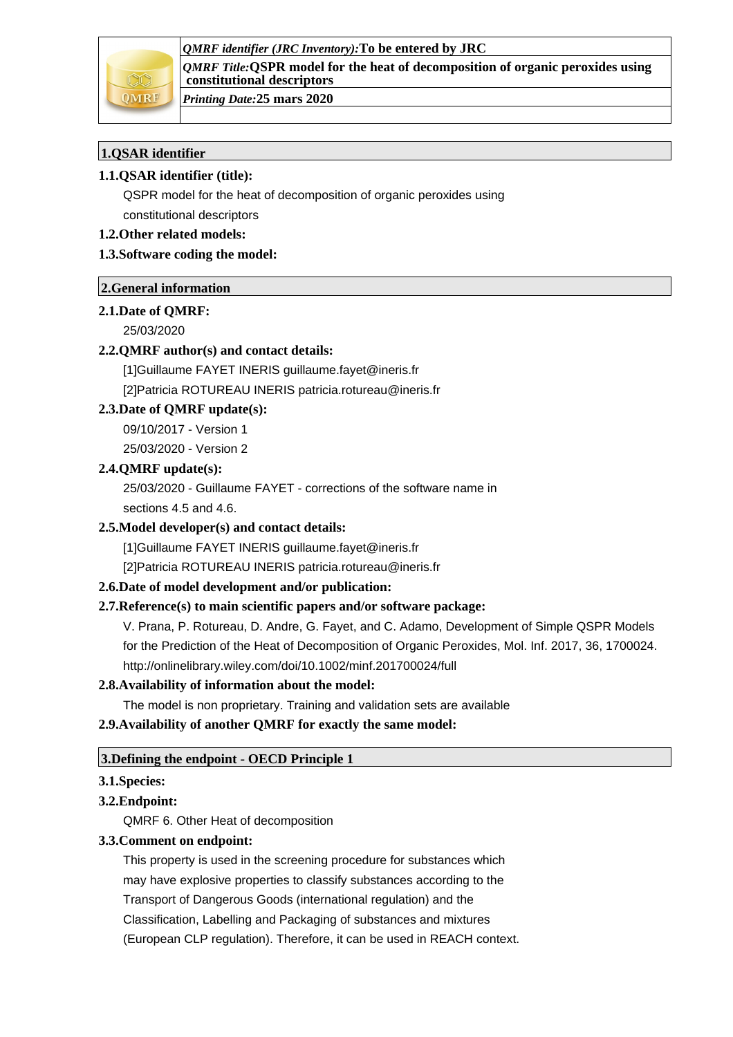| | |
|---|---|
| QMRF | *QMRF identifier (JRC Inventory):* **To be entered by JRC** |
| | *QMRF Title:* **QSPR model for the heat of decomposition of organic peroxides using constitutional descriptors** |
| | *Printing Date:* **25 mars 2020** |

## 1.QSAR identifier

**1.1.QSAR identifier (title):**

QSPR model for the heat of decomposition of organic peroxides using constitutional descriptors

**1.2.Other related models:**

**1.3.Software coding the model:**

## 2.General information

**2.1.Date of QMRF:**

25/03/2020

**2.2.QMRF author(s) and contact details:**

[1]Guillaume FAYET INERIS guillaume.fayet@ineris.fr

[2]Patricia ROTUREAU INERIS patricia.rotureau@ineris.fr

**2.3.Date of QMRF update(s):**

09/10/2017 - Version 1

25/03/2020 - Version 2

**2.4.QMRF update(s):**

25/03/2020 - Guillaume FAYET - corrections of the software name in sections 4.5 and 4.6.

**2.5.Model developer(s) and contact details:**

[1]Guillaume FAYET INERIS guillaume.fayet@ineris.fr

[2]Patricia ROTUREAU INERIS patricia.rotureau@ineris.fr

**2.6.Date of model development and/or publication:**

**2.7.Reference(s) to main scientific papers and/or software package:**

V. Prana, P. Rotureau, D. Andre, G. Fayet, and C. Adamo, Development of Simple QSPR Models for the Prediction of the Heat of Decomposition of Organic Peroxides, Mol. Inf. 2017, 36, 1700024. http://onlinelibrary.wiley.com/doi/10.1002/minf.201700024/full

**2.8.Availability of information about the model:**

The model is non proprietary. Training and validation sets are available

**2.9.Availability of another QMRF for exactly the same model:**

## 3.Defining the endpoint - OECD Principle 1

**3.1.Species:**

**3.2.Endpoint:**

QMRF 6. Other Heat of decomposition

**3.3.Comment on endpoint:**

This property is used in the screening procedure for substances which may have explosive properties to classify substances according to the Transport of Dangerous Goods (international regulation) and the Classification, Labelling and Packaging of substances and mixtures (European CLP regulation). Therefore, it can be used in REACH context.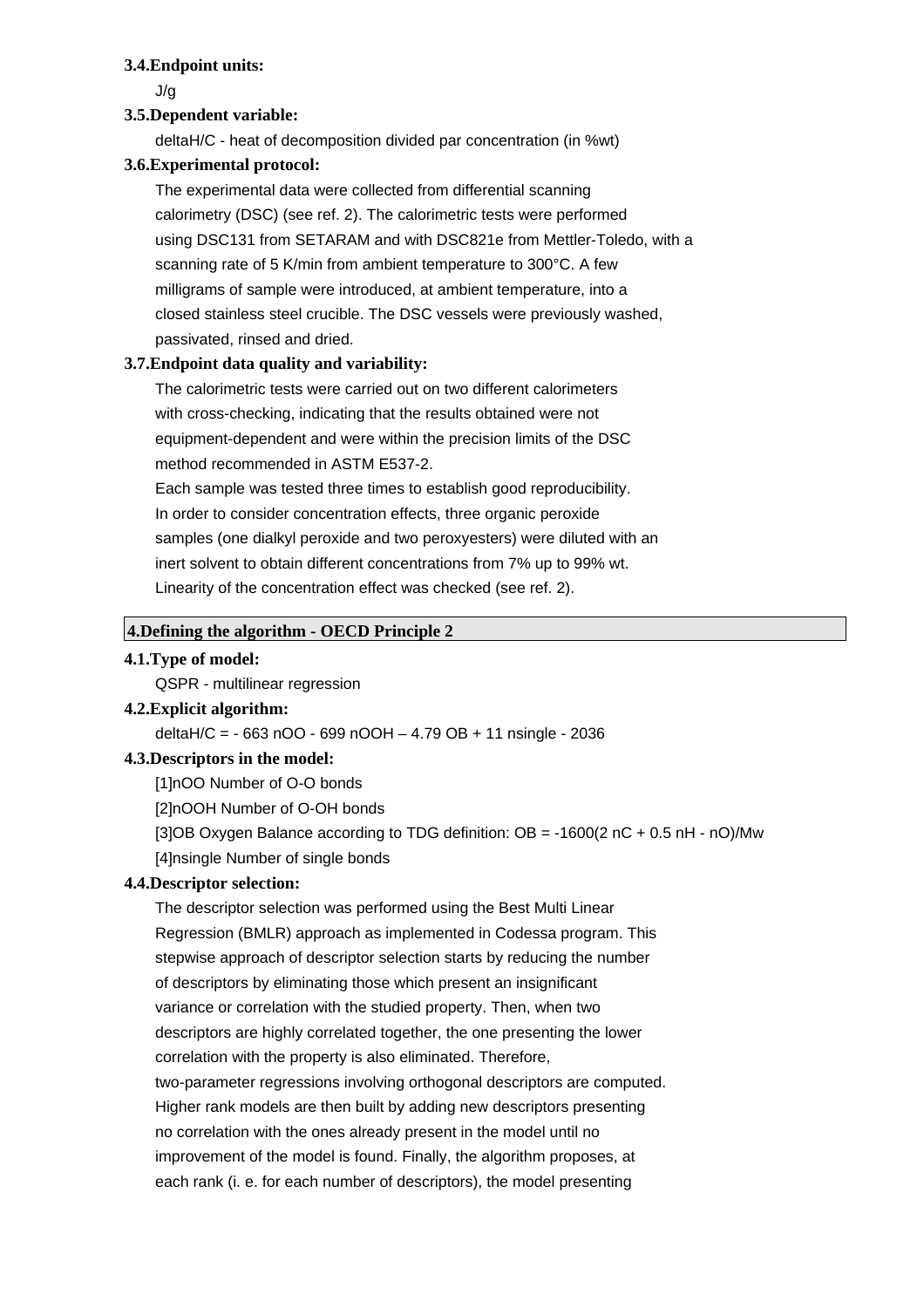**3.4.Endpoint units:**

J/g

**3.5.Dependent variable:**

deltaH/C - heat of decomposition divided par concentration (in %wt)

**3.6.Experimental protocol:**

The experimental data were collected from differential scanning calorimetry (DSC) (see ref. 2). The calorimetric tests were performed using DSC131 from SETARAM and with DSC821e from Mettler-Toledo, with a scanning rate of 5 K/min from ambient temperature to 300°C. A few milligrams of sample were introduced, at ambient temperature, into a closed stainless steel crucible. The DSC vessels were previously washed, passivated, rinsed and dried.

**3.7.Endpoint data quality and variability:**

The calorimetric tests were carried out on two different calorimeters with cross-checking, indicating that the results obtained were not equipment-dependent and were within the precision limits of the DSC method recommended in ASTM E537-2.

Each sample was tested three times to establish good reproducibility.

In order to consider concentration effects, three organic peroxide samples (one dialkyl peroxide and two peroxyesters) were diluted with an inert solvent to obtain different concentrations from 7% up to 99% wt.

Linearity of the concentration effect was checked (see ref. 2).

## 4.Defining the algorithm - OECD Principle 2

**4.1.Type of model:**

QSPR - multilinear regression

**4.2.Explicit algorithm:**

deltaH/C = - 663 nOO - 699 nOOH – 4.79 OB + 11 nsingle - 2036

**4.3.Descriptors in the model:**

[1]nOO Number of O-O bonds

[2]nOOH Number of O-OH bonds

[3]OB Oxygen Balance according to TDG definition: OB = -1600(2 nC + 0.5 nH - nO)/Mw

[4]nsingle Number of single bonds

**4.4.Descriptor selection:**

The descriptor selection was performed using the Best Multi Linear Regression (BMLR) approach as implemented in Codessa program. This stepwise approach of descriptor selection starts by reducing the number of descriptors by eliminating those which present an insignificant variance or correlation with the studied property. Then, when two descriptors are highly correlated together, the one presenting the lower correlation with the property is also eliminated. Therefore, two-parameter regressions involving orthogonal descriptors are computed. Higher rank models are then built by adding new descriptors presenting no correlation with the ones already present in the model until no improvement of the model is found. Finally, the algorithm proposes, at each rank (i. e. for each number of descriptors), the model presenting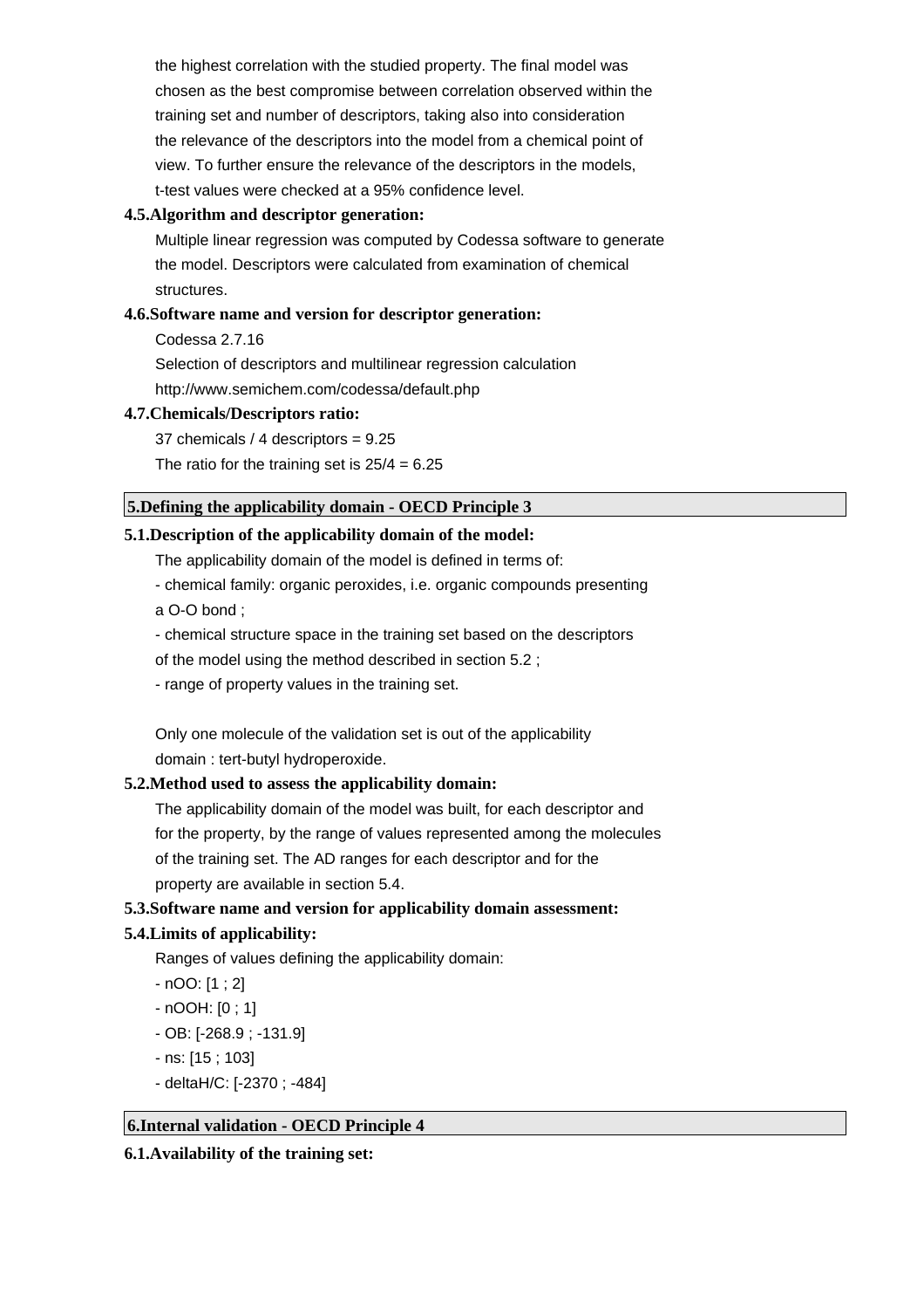the highest correlation with the studied property. The final model was chosen as the best compromise between correlation observed within the training set and number of descriptors, taking also into consideration the relevance of the descriptors into the model from a chemical point of view. To further ensure the relevance of the descriptors in the models, t-test values were checked at a 95% confidence level.

**4.5.Algorithm and descriptor generation:**

Multiple linear regression was computed by Codessa software to generate the model. Descriptors were calculated from examination of chemical structures.

**4.6.Software name and version for descriptor generation:**

Codessa 2.7.16

Selection of descriptors and multilinear regression calculation

http://www.semichem.com/codessa/default.php

**4.7.Chemicals/Descriptors ratio:**

37 chemicals / 4 descriptors = 9.25

The ratio for the training set is 25/4 = 6.25

## 5.Defining the applicability domain - OECD Principle 3

**5.1.Description of the applicability domain of the model:**

The applicability domain of the model is defined in terms of:

- chemical family: organic peroxides, i.e. organic compounds presenting a O-O bond ;
- chemical structure space in the training set based on the descriptors of the model using the method described in section 5.2 ;
- range of property values in the training set.

Only one molecule of the validation set is out of the applicability domain : tert-butyl hydroperoxide.

**5.2.Method used to assess the applicability domain:**

The applicability domain of the model was built, for each descriptor and for the property, by the range of values represented among the molecules of the training set. The AD ranges for each descriptor and for the property are available in section 5.4.

**5.3.Software name and version for applicability domain assessment:**

**5.4.Limits of applicability:**

Ranges of values defining the applicability domain:

- nOO: [1 ; 2]
- nOOH: [0 ; 1]
- OB: [-268.9 ; -131.9]
- ns: [15 ; 103]
- deltaH/C: [-2370 ; -484]

## 6.Internal validation - OECD Principle 4

**6.1.Availability of the training set:**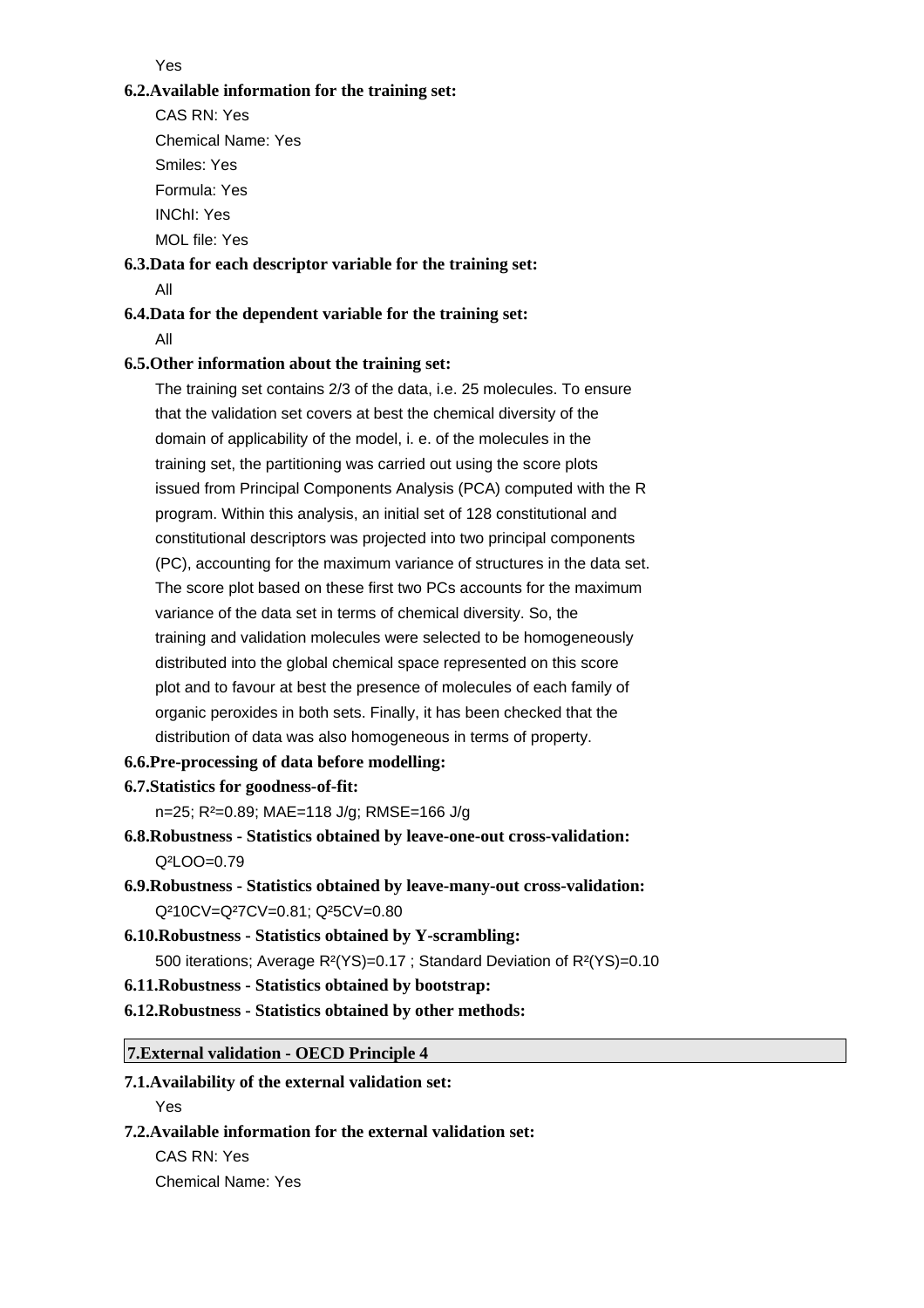Yes

**6.2.Available information for the training set:**

CAS RN: Yes

Chemical Name: Yes

Smiles: Yes

Formula: Yes

INChI: Yes

MOL file: Yes

**6.3.Data for each descriptor variable for the training set:**

All

**6.4.Data for the dependent variable for the training set:**

All

**6.5.Other information about the training set:**

The training set contains 2/3 of the data, i.e. 25 molecules. To ensure that the validation set covers at best the chemical diversity of the domain of applicability of the model, i. e. of the molecules in the training set, the partitioning was carried out using the score plots issued from Principal Components Analysis (PCA) computed with the R program. Within this analysis, an initial set of 128 constitutional and constitutional descriptors was projected into two principal components (PC), accounting for the maximum variance of structures in the data set. The score plot based on these first two PCs accounts for the maximum variance of the data set in terms of chemical diversity. So, the training and validation molecules were selected to be homogeneously distributed into the global chemical space represented on this score plot and to favour at best the presence of molecules of each family of organic peroxides in both sets. Finally, it has been checked that the distribution of data was also homogeneous in terms of property.

**6.6.Pre-processing of data before modelling:**

**6.7.Statistics for goodness-of-fit:**

n=25; $R^2$=0.89; MAE=118 J/g; RMSE=166 J/g

**6.8.Robustness - Statistics obtained by leave-one-out cross-validation:**

$Q^2_{LOO}$=0.79

**6.9.Robustness - Statistics obtained by leave-many-out cross-validation:**

$Q^2_{10CV}$=$Q^2_{7CV}$=0.81; $Q^2_{5CV}$=0.80

**6.10.Robustness - Statistics obtained by Y-scrambling:**

500 iterations; Average $R^2$(YS)=0.17 ; Standard Deviation of $R^2$(YS)=0.10

**6.11.Robustness - Statistics obtained by bootstrap:**

**6.12.Robustness - Statistics obtained by other methods:**

## 7.External validation - OECD Principle 4

**7.1.Availability of the external validation set:**

Yes

**7.2.Available information for the external validation set:**

CAS RN: Yes

Chemical Name: Yes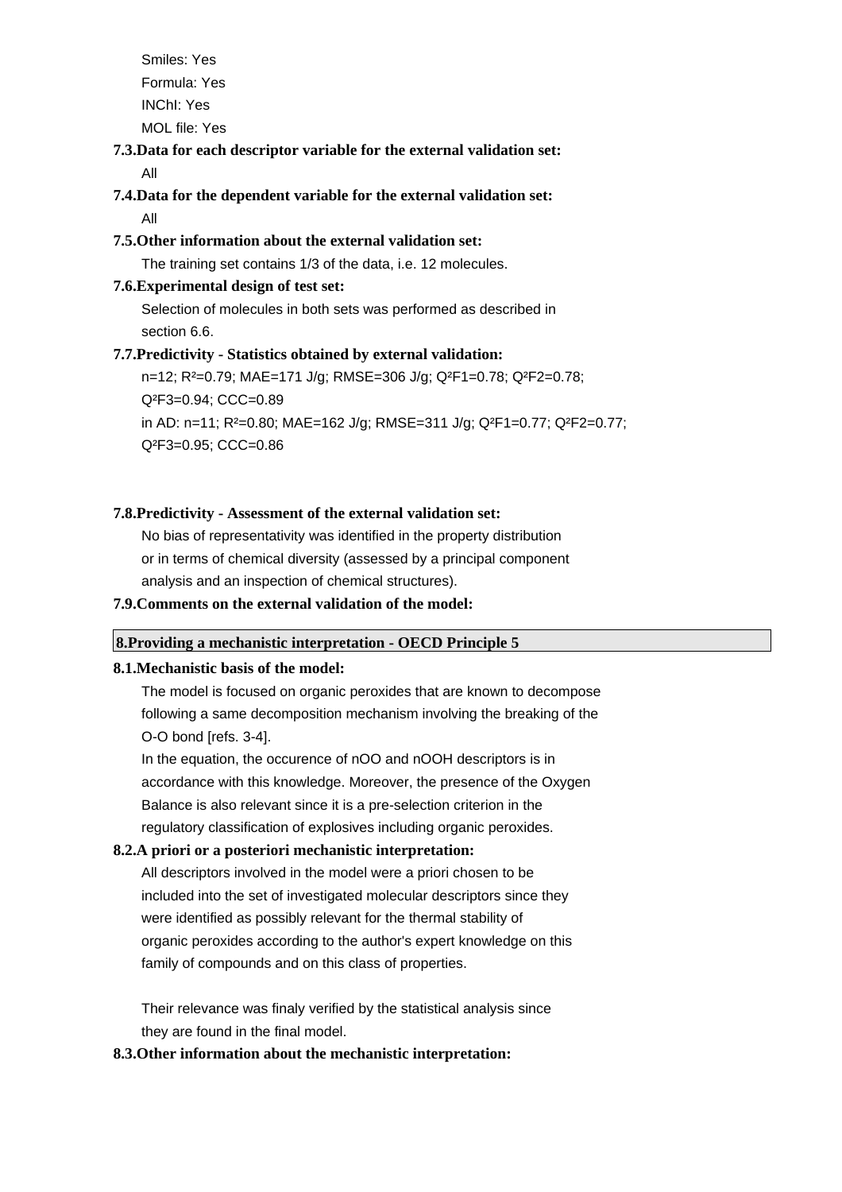Smiles: Yes

Formula: Yes

INChI: Yes

MOL file: Yes

**7.3.Data for each descriptor variable for the external validation set:**

All

**7.4.Data for the dependent variable for the external validation set:**

All

**7.5.Other information about the external validation set:**

The training set contains 1/3 of the data, i.e. 12 molecules.

**7.6.Experimental design of test set:**

Selection of molecules in both sets was performed as described in section 6.6.

**7.7.Predictivity - Statistics obtained by external validation:**

n=12; $R^2$=0.79; MAE=171 J/g; RMSE=306 J/g; $Q^2F1$=0.78; $Q^2F2$=0.78; $Q^2F3$=0.94; CCC=0.89

in AD: n=11; $R^2$=0.80; MAE=162 J/g; RMSE=311 J/g; $Q^2F1$=0.77; $Q^2F2$=0.77; $Q^2F3$=0.95; CCC=0.86

**7.8.Predictivity - Assessment of the external validation set:**

No bias of representativity was identified in the property distribution or in terms of chemical diversity (assessed by a principal component analysis and an inspection of chemical structures).

**7.9.Comments on the external validation of the model:**

## 8.Providing a mechanistic interpretation - OECD Principle 5

**8.1.Mechanistic basis of the model:**

The model is focused on organic peroxides that are known to decompose following a same decomposition mechanism involving the breaking of the O-O bond [refs. 3-4].

In the equation, the occurence of nOO and nOOH descriptors is in accordance with this knowledge. Moreover, the presence of the Oxygen Balance is also relevant since it is a pre-selection criterion in the regulatory classification of explosives including organic peroxides.

**8.2.A priori or a posteriori mechanistic interpretation:**

All descriptors involved in the model were a priori chosen to be included into the set of investigated molecular descriptors since they were identified as possibly relevant for the thermal stability of organic peroxides according to the author's expert knowledge on this family of compounds and on this class of properties.

Their relevance was finaly verified by the statistical analysis since they are found in the final model.

**8.3.Other information about the mechanistic interpretation:**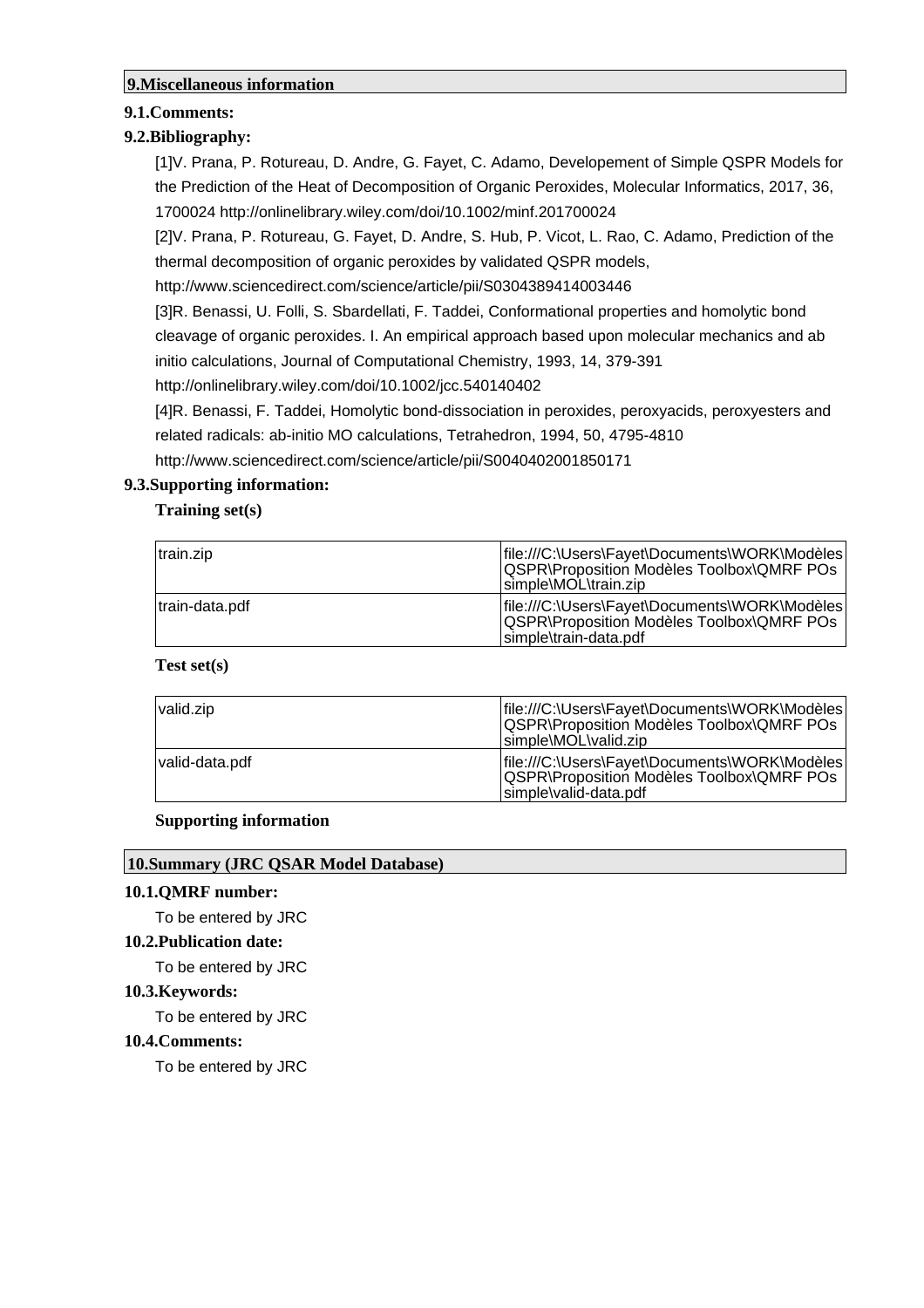## 9.Miscellaneous information

**9.1.Comments:**

**9.2.Bibliography:**

[1]V. Prana, P. Rotureau, D. Andre, G. Fayet, C. Adamo, Developement of Simple QSPR Models for the Prediction of the Heat of Decomposition of Organic Peroxides, Molecular Informatics, 2017, 36, 1700024 http://onlinelibrary.wiley.com/doi/10.1002/minf.201700024

[2]V. Prana, P. Rotureau, G. Fayet, D. Andre, S. Hub, P. Vicot, L. Rao, C. Adamo, Prediction of the thermal decomposition of organic peroxides by validated QSPR models, http://www.sciencedirect.com/science/article/pii/S0304389414003446

[3]R. Benassi, U. Folli, S. Sbardellati, F. Taddei, Conformational properties and homolytic bond cleavage of organic peroxides. I. An empirical approach based upon molecular mechanics and ab initio calculations, Journal of Computational Chemistry, 1993, 14, 379-391 http://onlinelibrary.wiley.com/doi/10.1002/jcc.540140402

[4]R. Benassi, F. Taddei, Homolytic bond-dissociation in peroxides, peroxyacids, peroxyesters and related radicals: ab-initio MO calculations, Tetrahedron, 1994, 50, 4795-4810 http://www.sciencedirect.com/science/article/pii/S0040402001850171

**9.3.Supporting information:**

**Training set(s)**

| | |
|---|---|
| train.zip | file:///C:\Users\Fayet\Documents\WORK\Modèles QSPR\Proposition Modèles Toolbox\QMRF POs simple\MOL\train.zip |
| train-data.pdf | file:///C:\Users\Fayet\Documents\WORK\Modèles QSPR\Proposition Modèles Toolbox\QMRF POs simple\train-data.pdf |

**Test set(s)**

| | |
|---|---|
| valid.zip | file:///C:\Users\Fayet\Documents\WORK\Modèles QSPR\Proposition Modèles Toolbox\QMRF POs simple\MOL\valid.zip |
| valid-data.pdf | file:///C:\Users\Fayet\Documents\WORK\Modèles QSPR\Proposition Modèles Toolbox\QMRF POs simple\valid-data.pdf |

**Supporting information**

## 10.Summary (JRC QSAR Model Database)

**10.1.QMRF number:**

To be entered by JRC

**10.2.Publication date:**

To be entered by JRC

**10.3.Keywords:**

To be entered by JRC

**10.4.Comments:**

To be entered by JRC